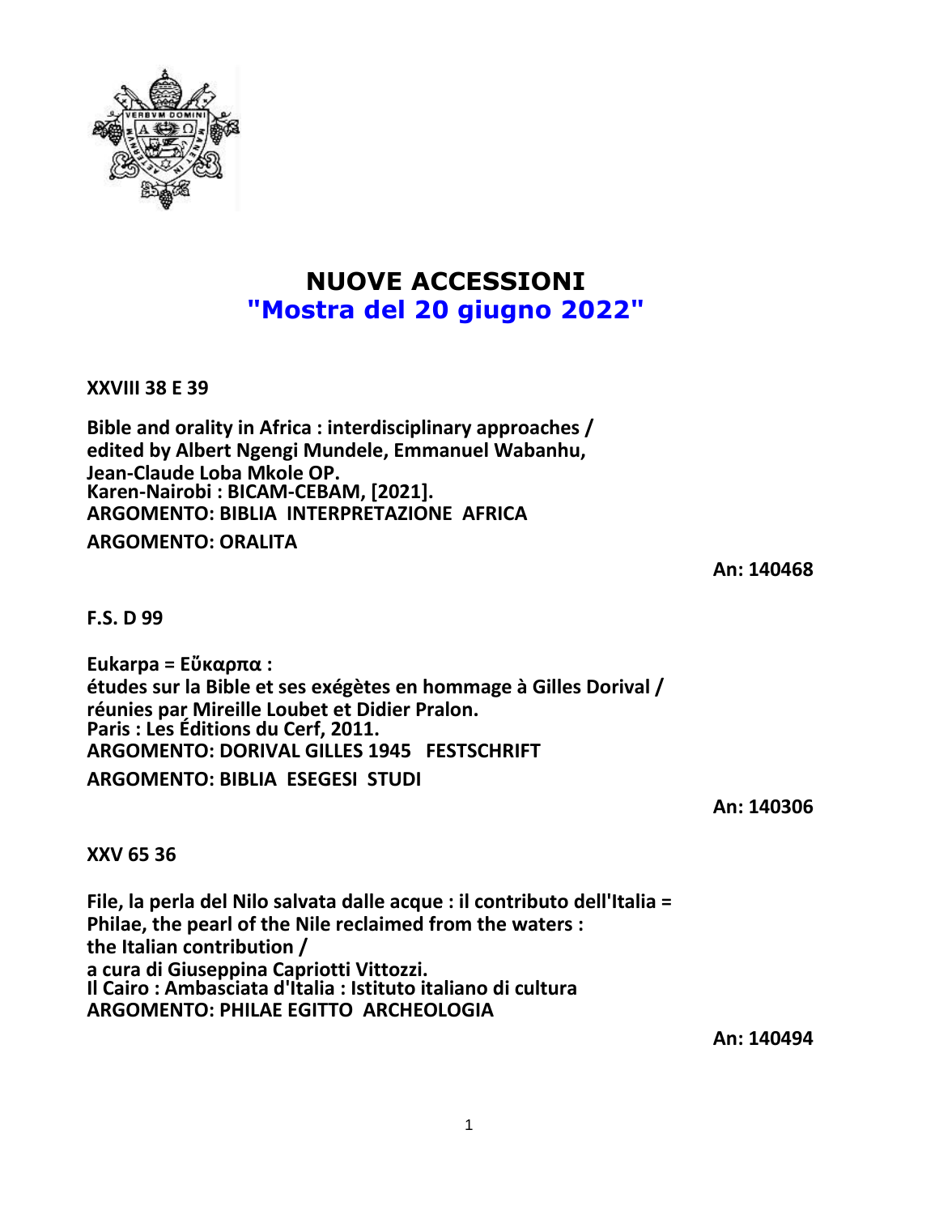# NUOVE ACCESSIONI

## "Mostra del 20 giugno 2022"

**XXVIII 38 E 39**

**Bible and orality in Africa : interdisciplinary approaches /**
**edited by Albert Ngengi Mundele, Emmanuel Wabanhu,**
**Jean-Claude Loba Mkole OP.**
**Karen-Nairobi : BICAM-CEBAM, [2021].**
**ARGOMENTO: BIBLIA INTERPRETAZIONE AFRICA**
**ARGOMENTO: ORALITA**

**An: 140468**

**F.S. D 99**

**Eukarpa = Εὔκαρπα :**
**études sur la Bible et ses exégètes en hommage à Gilles Dorival /**
**réunies par Mireille Loubet et Didier Pralon.**
**Paris : Les Éditions du Cerf, 2011.**
**ARGOMENTO: DORIVAL GILLES 1945 FESTSCHRIFT**
**ARGOMENTO: BIBLIA ESEGESI STUDI**

**An: 140306**

**XXV 65 36**

**File, la perla del Nilo salvata dalle acque : il contributo dell'Italia =**
**Philae, the pearl of the Nile reclaimed from the waters :**
**the Italian contribution /**
**a cura di Giuseppina Capriotti Vittozzi.**
**Il Cairo : Ambasciata d'Italia : Istituto italiano di cultura**
**ARGOMENTO: PHILAE EGITTO ARCHEOLOGIA**

**An: 140494**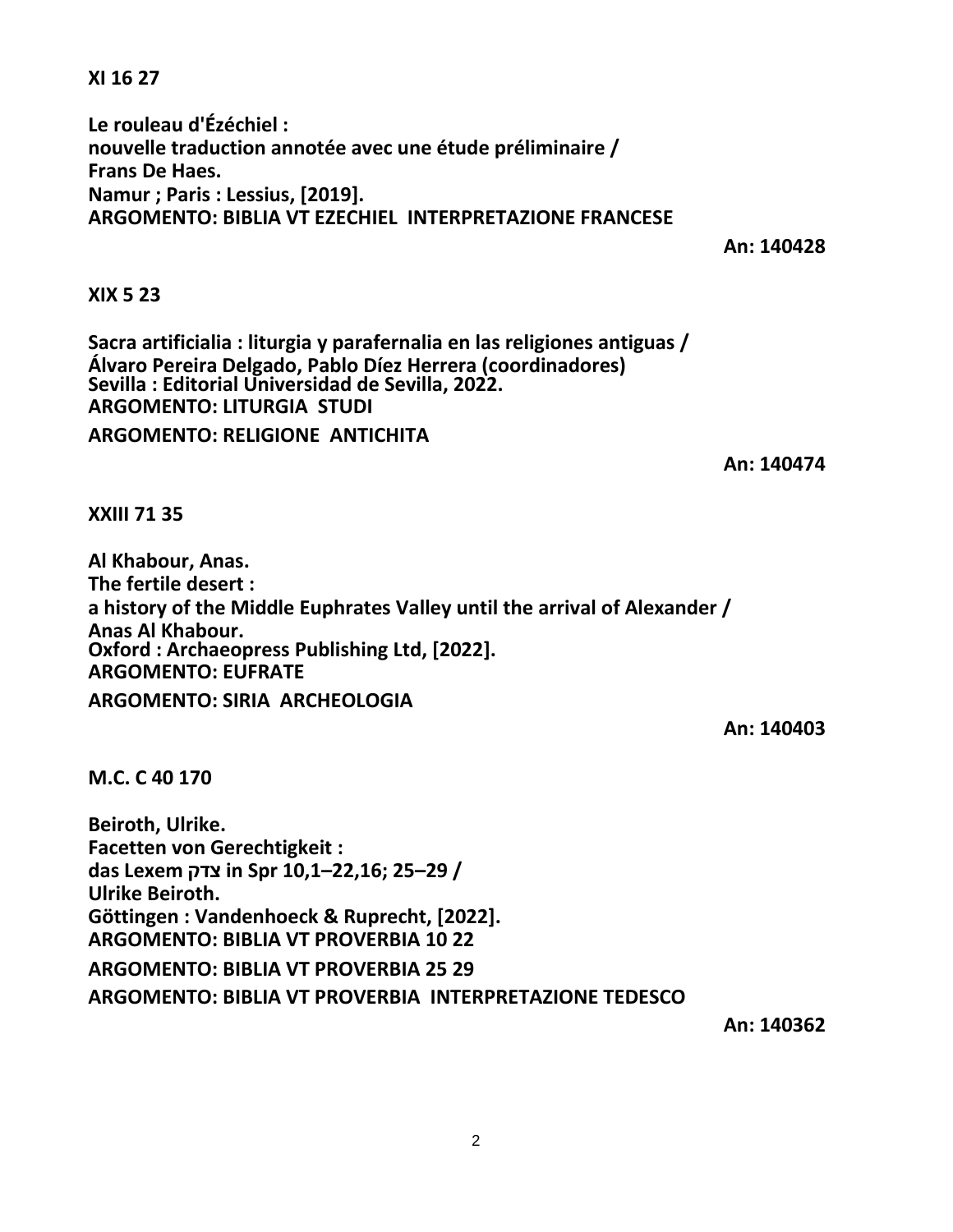**XI 16 27**

**Le rouleau d'Ézéchiel :**
**nouvelle traduction annotée avec une étude préliminaire /**
**Frans De Haes.**
**Namur ; Paris : Lessius, [2019].**
**ARGOMENTO: BIBLIA VT EZECHIEL INTERPRETAZIONE FRANCESE**

**An: 140428**

**XIX 5 23**

**Sacra artificialia : liturgia y parafernalia en las religiones antiguas /**
**Álvaro Pereira Delgado, Pablo Díez Herrera (coordinadores)**
**Sevilla : Editorial Universidad de Sevilla, 2022.**
**ARGOMENTO: LITURGIA STUDI**
**ARGOMENTO: RELIGIONE ANTICHITA**

**An: 140474**

**XXIII 71 35**

**Al Khabour, Anas.**
**The fertile desert :**
**a history of the Middle Euphrates Valley until the arrival of Alexander /**
**Anas Al Khabour.**
**Oxford : Archaeopress Publishing Ltd, [2022].**
**ARGOMENTO: EUFRATE**
**ARGOMENTO: SIRIA ARCHEOLOGIA**

**An: 140403**

**M.C. C 40 170**

**Beiroth, Ulrike.**
**Facetten von Gerechtigkeit :**
**das Lexem צדק in Spr 10,1–22,16; 25–29 /**
**Ulrike Beiroth.**
**Göttingen : Vandenhoeck & Ruprecht, [2022].**
**ARGOMENTO: BIBLIA VT PROVERBIA 10 22**
**ARGOMENTO: BIBLIA VT PROVERBIA 25 29**
**ARGOMENTO: BIBLIA VT PROVERBIA INTERPRETAZIONE TEDESCO**

**An: 140362**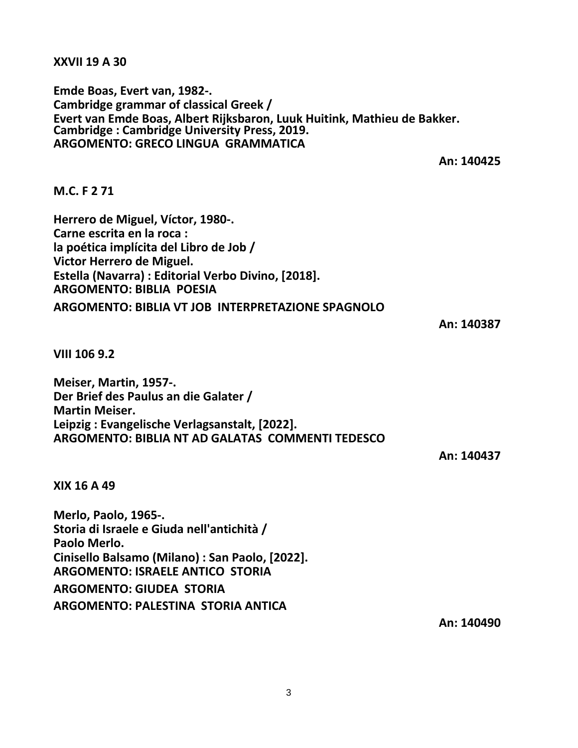**XXVII 19 A 30**

**Emde Boas, Evert van, 1982-.**
**Cambridge grammar of classical Greek /**
**Evert van Emde Boas, Albert Rijksbaron, Luuk Huitink, Mathieu de Bakker.**
**Cambridge : Cambridge University Press, 2019.**
**ARGOMENTO: GRECO LINGUA GRAMMATICA**

**An: 140425**

**M.C. F 2 71**

**Herrero de Miguel, Víctor, 1980-.**
**Carne escrita en la roca :**
**la poética implícita del Libro de Job /**
**Victor Herrero de Miguel.**
**Estella (Navarra) : Editorial Verbo Divino, [2018].**
**ARGOMENTO: BIBLIA POESIA**
**ARGOMENTO: BIBLIA VT JOB INTERPRETAZIONE SPAGNOLO**

**An: 140387**

**VIII 106 9.2**

**Meiser, Martin, 1957-.**
**Der Brief des Paulus an die Galater /**
**Martin Meiser.**
**Leipzig : Evangelische Verlagsanstalt, [2022].**
**ARGOMENTO: BIBLIA NT AD GALATAS COMMENTI TEDESCO**

**An: 140437**

**XIX 16 A 49**

**Merlo, Paolo, 1965-.**
**Storia di Israele e Giuda nell'antichità /**
**Paolo Merlo.**
**Cinisello Balsamo (Milano) : San Paolo, [2022].**
**ARGOMENTO: ISRAELE ANTICO STORIA**
**ARGOMENTO: GIUDEA STORIA**
**ARGOMENTO: PALESTINA STORIA ANTICA**

**An: 140490**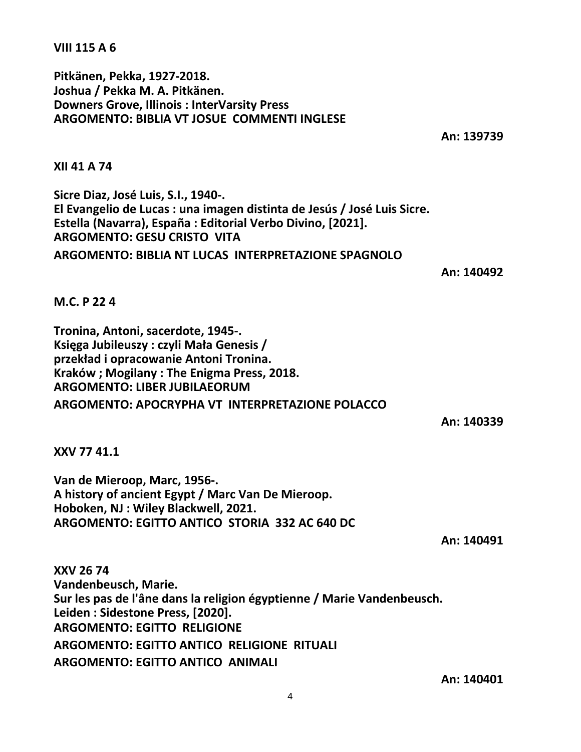**VIII 115 A 6**

**Pitkänen, Pekka, 1927-2018.**
**Joshua / Pekka M. A. Pitkänen.**
**Downers Grove, Illinois : InterVarsity Press**
**ARGOMENTO: BIBLIA VT JOSUE COMMENTI INGLESE**

**An: 139739**

**XII 41 A 74**

**Sicre Diaz, José Luis, S.I., 1940-.**
**El Evangelio de Lucas : una imagen distinta de Jesús / José Luis Sicre.**
**Estella (Navarra), España : Editorial Verbo Divino, [2021].**
**ARGOMENTO: GESU CRISTO VITA**
**ARGOMENTO: BIBLIA NT LUCAS INTERPRETAZIONE SPAGNOLO**

**An: 140492**

**M.C. P 22 4**

**Tronina, Antoni, sacerdote, 1945-.**
**Księga Jubileuszy : czyli Mała Genesis /**
**przekład i opracowanie Antoni Tronina.**
**Kraków ; Mogilany : The Enigma Press, 2018.**
**ARGOMENTO: LIBER JUBILAEORUM**
**ARGOMENTO: APOCRYPHA VT INTERPRETAZIONE POLACCO**

**An: 140339**

**XXV 77 41.1**

**Van de Mieroop, Marc, 1956-.**
**A history of ancient Egypt / Marc Van De Mieroop.**
**Hoboken, NJ : Wiley Blackwell, 2021.**
**ARGOMENTO: EGITTO ANTICO STORIA 332 AC 640 DC**

**An: 140491**

**XXV 26 74**
**Vandenbeusch, Marie.**
**Sur les pas de l'âne dans la religion égyptienne / Marie Vandenbeusch.**
**Leiden : Sidestone Press, [2020].**
**ARGOMENTO: EGITTO RELIGIONE**
**ARGOMENTO: EGITTO ANTICO RELIGIONE RITUALI**
**ARGOMENTO: EGITTO ANTICO ANIMALI**

**An: 140401**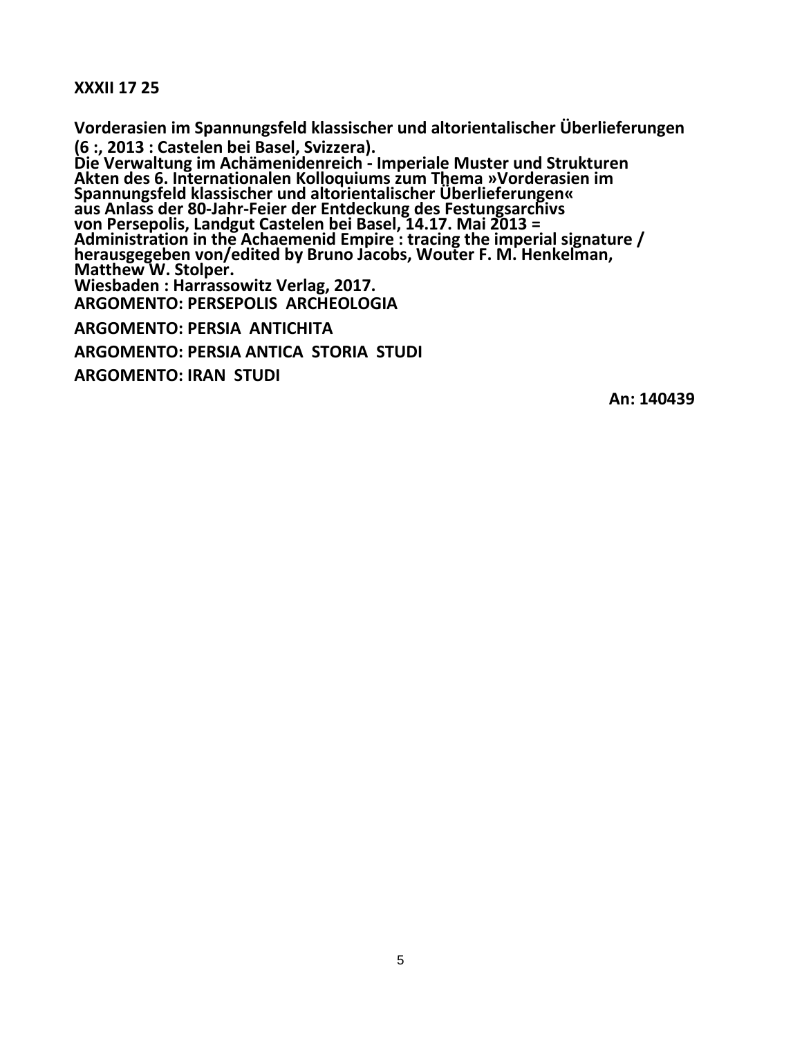**XXXII 17 25**

**Vorderasien im Spannungsfeld klassischer und altorientalischer Überlieferungen (6 :, 2013 : Castelen bei Basel, Svizzera).**
**Die Verwaltung im Achämenidenreich - Imperiale Muster und Strukturen Akten des 6. Internationalen Kolloquiums zum Thema »Vorderasien im Spannungsfeld klassischer und altorientalischer Überlieferungen« aus Anlass der 80-Jahr-Feier der Entdeckung des Festungsarchivs von Persepolis, Landgut Castelen bei Basel, 14.17. Mai 2013 = Administration in the Achaemenid Empire : tracing the imperial signature / herausgegeben von/edited by Bruno Jacobs, Wouter F. M. Henkelman, Matthew W. Stolper.**
**Wiesbaden : Harrassowitz Verlag, 2017.**

**ARGOMENTO: PERSEPOLIS ARCHEOLOGIA**

**ARGOMENTO: PERSIA ANTICHITA**

**ARGOMENTO: PERSIA ANTICA STORIA STUDI**

**ARGOMENTO: IRAN STUDI**

**An: 140439**